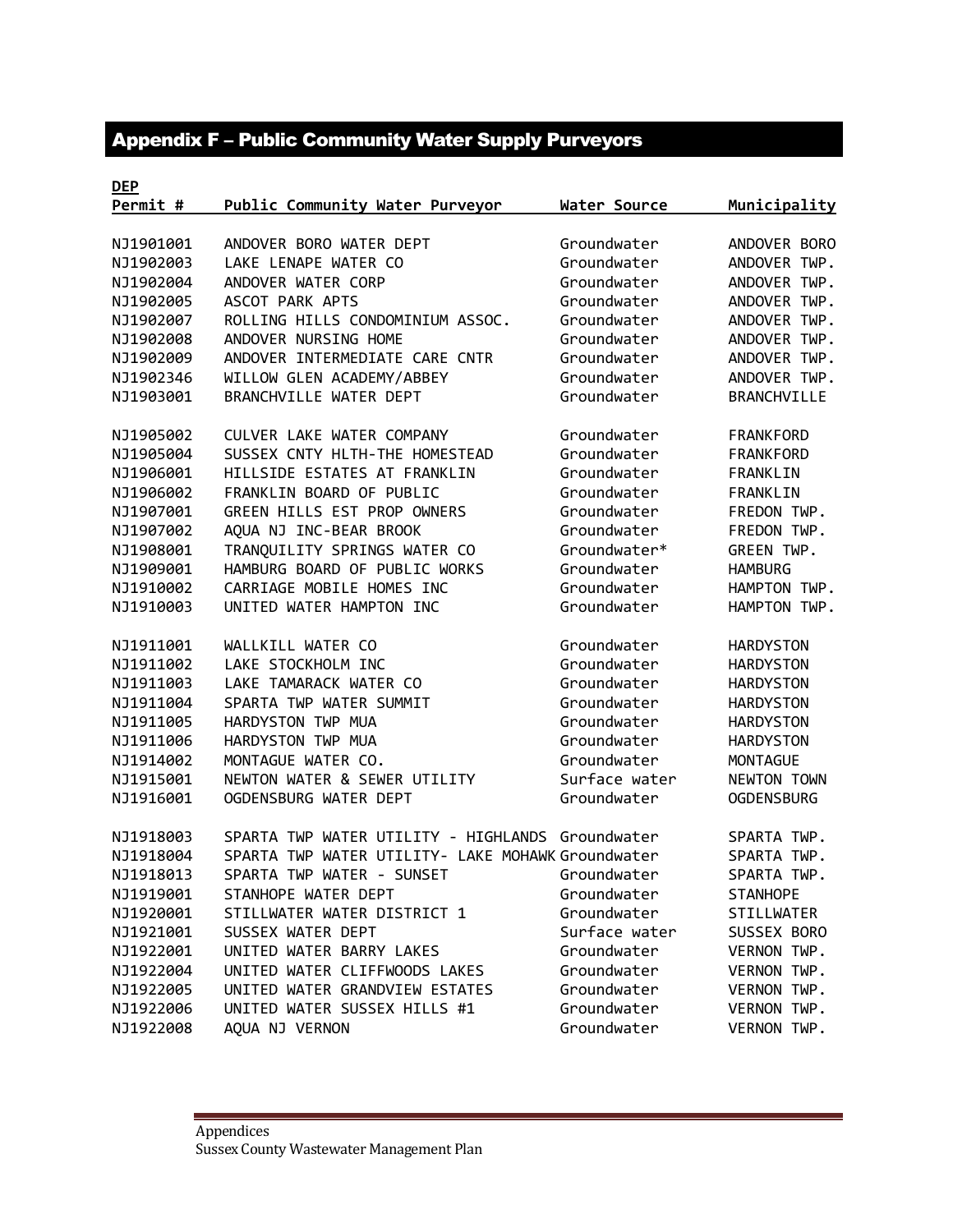## Appendix F – Public Community Water Supply Purveyors

| DEP Permit # | Public Community Water Purveyor | Water Source | Municipality |
|---|---|---|---|
| NJ1901001 | ANDOVER BORO WATER DEPT | Groundwater | ANDOVER BORO |
| NJ1902003 | LAKE LENAPE WATER CO | Groundwater | ANDOVER TWP. |
| NJ1902004 | ANDOVER WATER CORP | Groundwater | ANDOVER TWP. |
| NJ1902005 | ASCOT PARK APTS | Groundwater | ANDOVER TWP. |
| NJ1902007 | ROLLING HILLS CONDOMINIUM ASSOC. | Groundwater | ANDOVER TWP. |
| NJ1902008 | ANDOVER NURSING HOME | Groundwater | ANDOVER TWP. |
| NJ1902009 | ANDOVER INTERMEDIATE CARE CNTR | Groundwater | ANDOVER TWP. |
| NJ1902346 | WILLOW GLEN ACADEMY/ABBEY | Groundwater | ANDOVER TWP. |
| NJ1903001 | BRANCHVILLE WATER DEPT | Groundwater | BRANCHVILLE |
| NJ1905002 | CULVER LAKE WATER COMPANY | Groundwater | FRANKFORD |
| NJ1905004 | SUSSEX CNTY HLTH-THE HOMESTEAD | Groundwater | FRANKFORD |
| NJ1906001 | HILLSIDE ESTATES AT FRANKLIN | Groundwater | FRANKLIN |
| NJ1906002 | FRANKLIN BOARD OF PUBLIC | Groundwater | FRANKLIN |
| NJ1907001 | GREEN HILLS EST PROP OWNERS | Groundwater | FREDON TWP. |
| NJ1907002 | AQUA NJ INC-BEAR BROOK | Groundwater | FREDON TWP. |
| NJ1908001 | TRANQUILITY SPRINGS WATER CO | Groundwater* | GREEN TWP. |
| NJ1909001 | HAMBURG BOARD OF PUBLIC WORKS | Groundwater | HAMBURG |
| NJ1910002 | CARRIAGE MOBILE HOMES INC | Groundwater | HAMPTON TWP. |
| NJ1910003 | UNITED WATER HAMPTON INC | Groundwater | HAMPTON TWP. |
| NJ1911001 | WALLKILL WATER CO | Groundwater | HARDYSTON |
| NJ1911002 | LAKE STOCKHOLM INC | Groundwater | HARDYSTON |
| NJ1911003 | LAKE TAMARACK WATER CO | Groundwater | HARDYSTON |
| NJ1911004 | SPARTA TWP WATER SUMMIT | Groundwater | HARDYSTON |
| NJ1911005 | HARDYSTON TWP MUA | Groundwater | HARDYSTON |
| NJ1911006 | HARDYSTON TWP MUA | Groundwater | HARDYSTON |
| NJ1914002 | MONTAGUE WATER CO. | Groundwater | MONTAGUE |
| NJ1915001 | NEWTON WATER & SEWER UTILITY | Surface water | NEWTON TOWN |
| NJ1916001 | OGDENSBURG WATER DEPT | Groundwater | OGDENSBURG |
| NJ1918003 | SPARTA TWP WATER UTILITY - HIGHLANDS | Groundwater | SPARTA TWP. |
| NJ1918004 | SPARTA TWP WATER UTILITY- LAKE MOHAWK | Groundwater | SPARTA TWP. |
| NJ1918013 | SPARTA TWP WATER - SUNSET | Groundwater | SPARTA TWP. |
| NJ1919001 | STANHOPE WATER DEPT | Groundwater | STANHOPE |
| NJ1920001 | STILLWATER WATER DISTRICT 1 | Groundwater | STILLWATER |
| NJ1921001 | SUSSEX WATER DEPT | Surface water | SUSSEX BORO |
| NJ1922001 | UNITED WATER BARRY LAKES | Groundwater | VERNON TWP. |
| NJ1922004 | UNITED WATER CLIFFWOODS LAKES | Groundwater | VERNON TWP. |
| NJ1922005 | UNITED WATER GRANDVIEW ESTATES | Groundwater | VERNON TWP. |
| NJ1922006 | UNITED WATER SUSSEX HILLS #1 | Groundwater | VERNON TWP. |
| NJ1922008 | AQUA NJ VERNON | Groundwater | VERNON TWP. |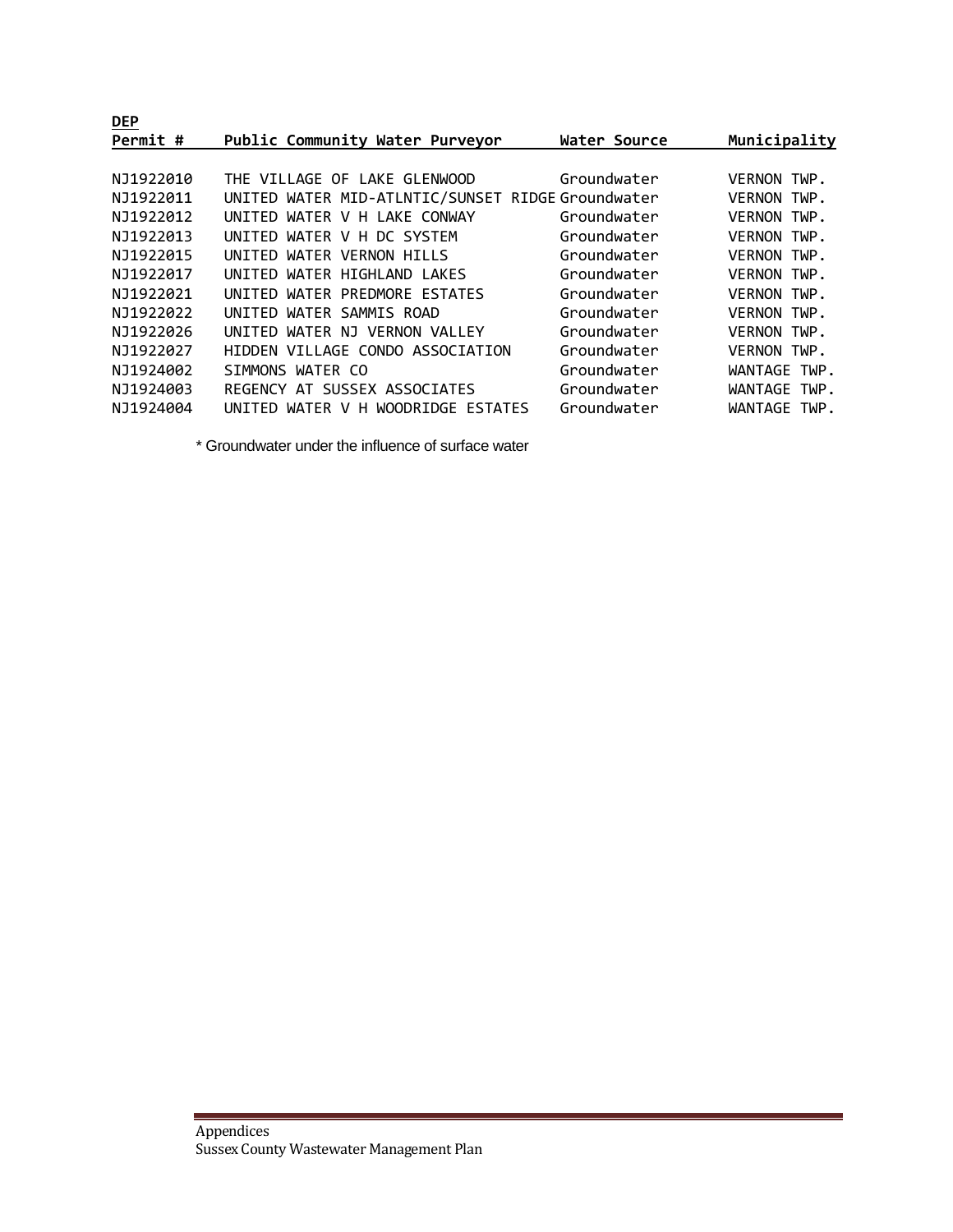| DEP Permit # | Public Community Water Purveyor | Water Source | Municipality |
|---|---|---|---|
| NJ1922010 | THE VILLAGE OF LAKE GLENWOOD | Groundwater | VERNON TWP. |
| NJ1922011 | UNITED WATER MID-ATLNTIC/SUNSET RIDGE | Groundwater | VERNON TWP. |
| NJ1922012 | UNITED WATER V H LAKE CONWAY | Groundwater | VERNON TWP. |
| NJ1922013 | UNITED WATER V H DC SYSTEM | Groundwater | VERNON TWP. |
| NJ1922015 | UNITED WATER VERNON HILLS | Groundwater | VERNON TWP. |
| NJ1922017 | UNITED WATER HIGHLAND LAKES | Groundwater | VERNON TWP. |
| NJ1922021 | UNITED WATER PREDMORE ESTATES | Groundwater | VERNON TWP. |
| NJ1922022 | UNITED WATER SAMMIS ROAD | Groundwater | VERNON TWP. |
| NJ1922026 | UNITED WATER NJ VERNON VALLEY | Groundwater | VERNON TWP. |
| NJ1922027 | HIDDEN VILLAGE CONDO ASSOCIATION | Groundwater | VERNON TWP. |
| NJ1924002 | SIMMONS WATER CO | Groundwater | WANTAGE TWP. |
| NJ1924003 | REGENCY AT SUSSEX ASSOCIATES | Groundwater | WANTAGE TWP. |
| NJ1924004 | UNITED WATER V H WOODRIDGE ESTATES | Groundwater | WANTAGE TWP. |

* Groundwater under the influence of surface water